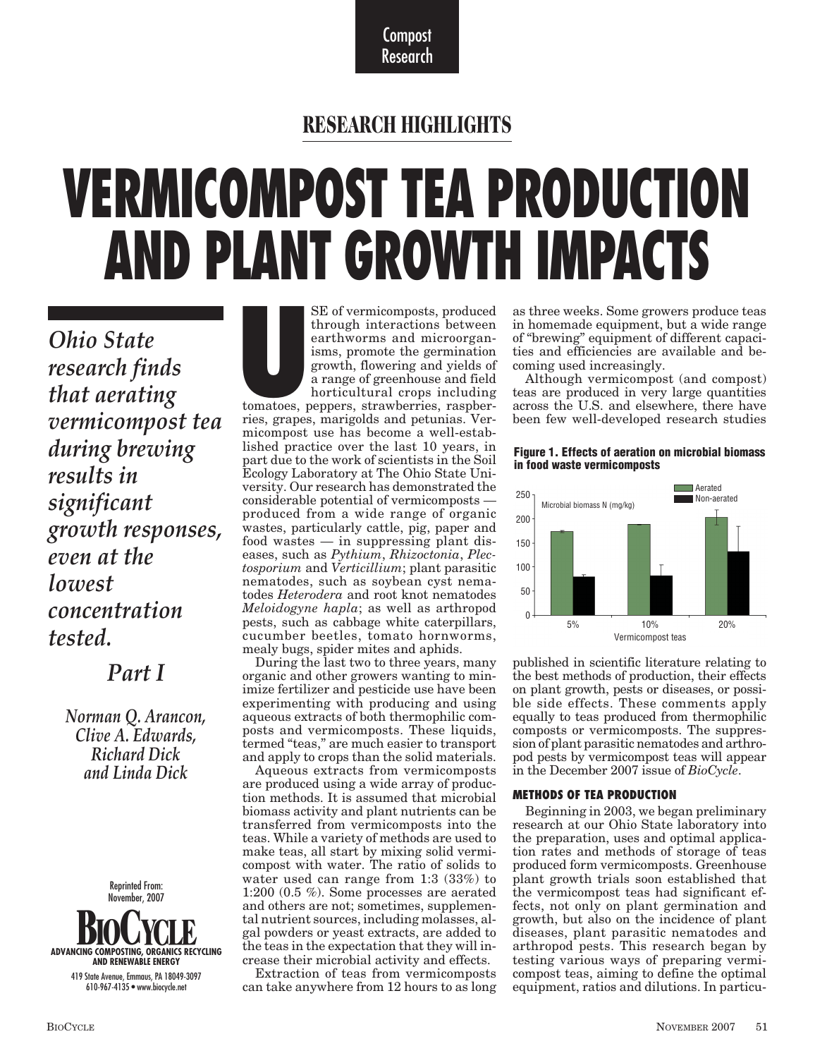Compost Research

## RESEARCH HIGHLIGHTS

# VERMICOMPOST TEA PRODUCTION AND PLANT GROWTH IMPACTS

*Ohio State research finds that aerating vermicompost tea during brewing results in significant growth responses, even at the lowest concentration tested.*

*Part I*

*Norman Q. Arancon, Clive A. Edwards, Richard Dick and Linda Dick*

Reprinted From: November, 2007
BIOCYCLE
ADVANCING COMPOSTING, ORGANICS RECYCLING AND RENEWABLE ENERGY
419 State Avenue, Emmaus, PA 18049-3097
610-967-4135 • www.biocycle.net

USE of vermicomposts, produced through interactions between earthworms and microorganisms, promote the germination growth, flowering and yields of a range of greenhouse and field horticultural crops including tomatoes, peppers, strawberries, raspberries, grapes, marigolds and petunias. Vermicompost use has become a well-established practice over the last 10 years, in part due to the work of scientists in the Soil Ecology Laboratory at The Ohio State University. Our research has demonstrated the considerable potential of vermicomposts — produced from a wide range of organic wastes, particularly cattle, pig, paper and food wastes — in suppressing plant diseases, such as *Pythium*, *Rhizoctonia*, *Plectosporium* and *Verticillium*; plant parasitic nematodes, such as soybean cyst nematodes *Heterodera* and root knot nematodes *Meloidogyne hapla*; as well as arthropod pests, such as cabbage white caterpillars, cucumber beetles, tomato hornworms, mealy bugs, spider mites and aphids.

During the last two to three years, many organic and other growers wanting to minimize fertilizer and pesticide use have been experimenting with producing and using aqueous extracts of both thermophilic composts and vermicomposts. These liquids, termed "teas," are much easier to transport and apply to crops than the solid materials.

Aqueous extracts from vermicomposts are produced using a wide array of production methods. It is assumed that microbial biomass activity and plant nutrients can be transferred from vermicomposts into the teas. While a variety of methods are used to make teas, all start by mixing solid vermicompost with water. The ratio of solids to water used can range from 1:3 (33%) to 1:200 (0.5 %). Some processes are aerated and others are not; sometimes, supplemental nutrient sources, including molasses, algal powders or yeast extracts, are added to the teas in the expectation that they will increase their microbial activity and effects.

Extraction of teas from vermicomposts can take anywhere from 12 hours to as long as three weeks. Some growers produce teas in homemade equipment, but a wide range of "brewing" equipment of different capacities and efficiencies are available and becoming used increasingly.

Although vermicompost (and compost) teas are produced in very large quantities across the U.S. and elsewhere, there have been few well-developed research studies published in scientific literature relating to the best methods of production, their effects on plant growth, pests or diseases, or possible side effects. These comments apply equally to teas produced from thermophilic composts or vermicomposts. The suppression of plant parasitic nematodes and arthropod pests by vermicompost teas will appear in the December 2007 issue of *BioCycle*.

**Figure 1. Effects of aeration on microbial biomass in food waste vermicomposts**

Microbial biomass N (mg/kg), approximate values read from chart:

| Vermicompost teas | Aerated | Non-aerated |
|---|---|---|
| 5% | ~175 | ~80 |
| 10% | ~190 | ~82 |
| 20% | ~205 | ~133 |

### METHODS OF TEA PRODUCTION

Beginning in 2003, we began preliminary research at our Ohio State laboratory into the preparation, uses and optimal application rates and methods of storage of teas produced form vermicomposts. Greenhouse plant growth trials soon established that the vermicompost teas had significant effects, not only on plant germination and growth, but also on the incidence of plant diseases, plant parasitic nematodes and arthropod pests. This research began by testing various ways of preparing vermicompost teas, aiming to define the optimal equipment, ratios and dilutions. In particu-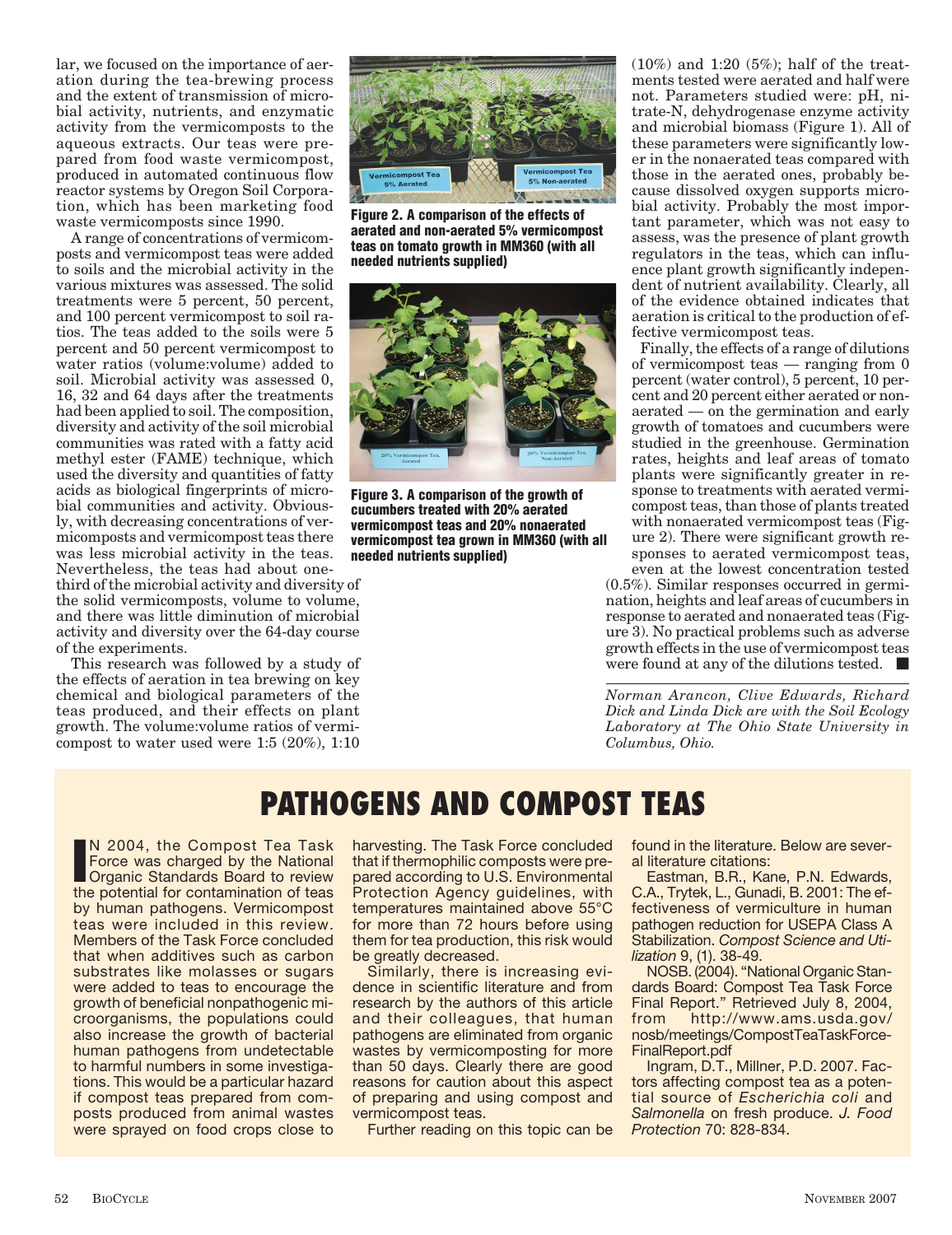lar, we focused on the importance of aeration during the tea-brewing process and the extent of transmission of microbial activity, nutrients, and enzymatic activity from the vermicomposts to the aqueous extracts. Our teas were prepared from food waste vermicompost, produced in automated continuous flow reactor systems by Oregon Soil Corporation, which has been marketing food waste vermicomposts since 1990.

A range of concentrations of vermicomposts and vermicompost teas were added to soils and the microbial activity in the various mixtures was assessed. The solid treatments were 5 percent, 50 percent, and 100 percent vermicompost to soil ratios. The teas added to the soils were 5 percent and 50 percent vermicompost to water ratios (volume:volume) added to soil. Microbial activity was assessed 0, 16, 32 and 64 days after the treatments had been applied to soil. The composition, diversity and activity of the soil microbial communities was rated with a fatty acid methyl ester (FAME) technique, which used the diversity and quantities of fatty acids as biological fingerprints of microbial communities and activity. Obviously, with decreasing concentrations of vermicomposts and vermicompost teas there was less microbial activity in the teas. Nevertheless, the teas had about one-third of the microbial activity and diversity of the solid vermicomposts, volume to volume, and there was little diminution of microbial activity and diversity over the 64-day course of the experiments.

This research was followed by a study of the effects of aeration in tea brewing on key chemical and biological parameters of the teas produced, and their effects on plant growth. The volume:volume ratios of vermicompost to water used were 1:5 (20%), 1:10 (10%) and 1:20 (5%); half of the treatments tested were aerated and half were not. Parameters studied were: pH, nitrate-N, dehydrogenase enzyme activity and microbial biomass (Figure 1). All of these parameters were significantly lower in the nonaerated teas compared with those in the aerated ones, probably because dissolved oxygen supports microbial activity. Probably the most important parameter, which was not easy to assess, was the presence of plant growth regulators in the teas, which can influence plant growth significantly independent of nutrient availability. Clearly, all of the evidence obtained indicates that aeration is critical to the production of effective vermicompost teas.

Finally, the effects of a range of dilutions of vermicompost teas — ranging from 0 percent (water control), 5 percent, 10 percent and 20 percent either aerated or nonaerated — on the germination and early growth of tomatoes and cucumbers were studied in the greenhouse. Germination rates, heights and leaf areas of tomato plants were significantly greater in response to treatments with aerated vermicompost teas, than those of plants treated with nonaerated vermicompost teas (Figure 2). There were significant growth responses to aerated vermicompost teas, even at the lowest concentration tested (0.5%). Similar responses occurred in germination, heights and leaf areas of cucumbers in response to aerated and nonaerated teas (Figure 3). No practical problems such as adverse growth effects in the use of vermicompost teas were found at any of the dilutions tested. ■

Vermicompost Tea 5% Aerated

Vermicompost Tea 5% Non-aerated

**Figure 2. A comparison of the effects of aerated and non-aerated 5% vermicompost teas on tomato growth in MM360 (with all needed nutrients supplied)**

20% Vermicompost Tea, Aerated

20% Vermicompost Tea, Non-Aerated

**Figure 3. A comparison of the growth of cucumbers treated with 20% aerated vermicompost teas and 20% nonaerated vermicompost tea grown in MM360 (with all needed nutrients supplied)**

*Norman Arancon, Clive Edwards, Richard Dick and Linda Dick are with the Soil Ecology Laboratory at The Ohio State University in Columbus, Ohio.*

## PATHOGENS AND COMPOST TEAS

IN 2004, the Compost Tea Task Force was charged by the National Organic Standards Board to review the potential for contamination of teas by human pathogens. Vermicompost teas were included in this review. Members of the Task Force concluded that when additives such as carbon substrates like molasses or sugars were added to teas to encourage the growth of beneficial nonpathogenic microorganisms, the populations could also increase the growth of bacterial human pathogens from undetectable to harmful numbers in some investigations. This would be a particular hazard if compost teas prepared from composts produced from animal wastes were sprayed on food crops close to harvesting. The Task Force concluded that if thermophilic composts were prepared according to U.S. Environmental Protection Agency guidelines, with temperatures maintained above 55°C for more than 72 hours before using them for tea production, this risk would be greatly decreased.

Similarly, there is increasing evidence in scientific literature and from research by the authors of this article and their colleagues, that human pathogens are eliminated from organic wastes by vermicomposting for more than 50 days. Clearly there are good reasons for caution about this aspect of preparing and using compost and vermicompost teas.

Further reading on this topic can be found in the literature. Below are several literature citations:

Eastman, B.R., Kane, P.N. Edwards, C.A., Trytek, L., Gunadi, B. 2001: The effectiveness of vermiculture in human pathogen reduction for USEPA Class A Stabilization. *Compost Science and Utilization* 9, (1). 38-49.

NOSB. (2004). "National Organic Standards Board: Compost Tea Task Force Final Report." Retrieved July 8, 2004, from http://www.ams.usda.gov/nosb/meetings/CompostTeaTaskForceFinalReport.pdf

Ingram, D.T., Millner, P.D. 2007. Factors affecting compost tea as a potential source of *Escherichia coli* and *Salmonella* on fresh produce. *J. Food Protection* 70: 828-834.